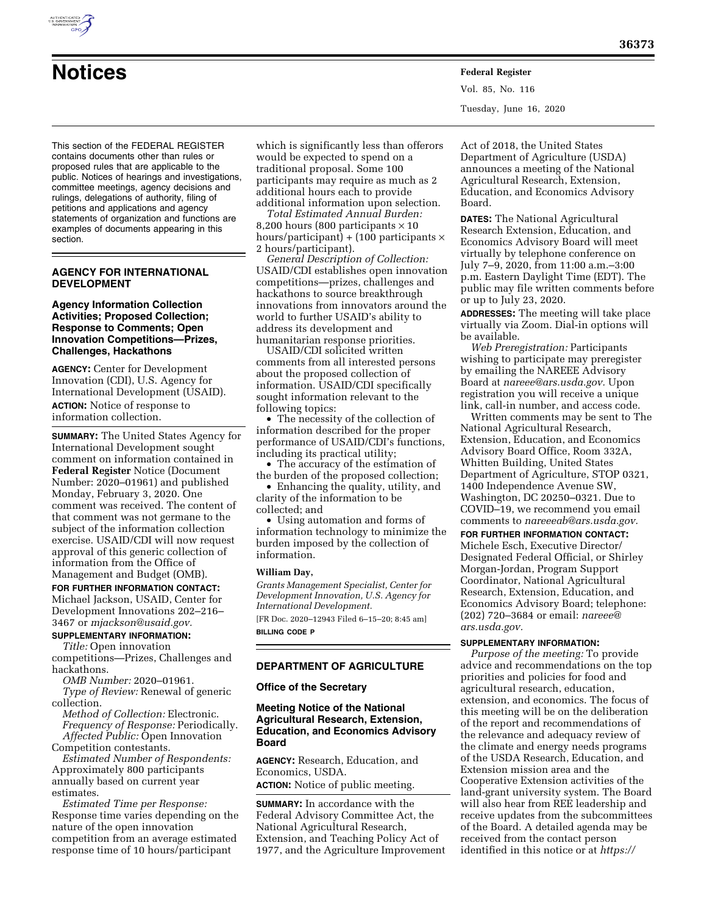# Notices

This section of the FEDERAL REGISTER contains documents other than rules or proposed rules that are applicable to the public. Notices of hearings and investigations, committee meetings, agency decisions and rulings, delegations of authority, filing of petitions and applications and agency statements of organization and functions are examples of documents appearing in this section.

## AGENCY FOR INTERNATIONAL DEVELOPMENT

### Agency Information Collection Activities; Proposed Collection; Response to Comments; Open Innovation Competitions—Prizes, Challenges, Hackathons

**AGENCY:** Center for Development Innovation (CDI), U.S. Agency for International Development (USAID).

**ACTION:** Notice of response to information collection.

**SUMMARY:** The United States Agency for International Development sought comment on information contained in **Federal Register** Notice (Document Number: 2020–01961) and published Monday, February 3, 2020. One comment was received. The content of that comment was not germane to the subject of the information collection exercise. USAID/CDI will now request approval of this generic collection of information from the Office of Management and Budget (OMB).

**FOR FURTHER INFORMATION CONTACT:** Michael Jackson, USAID, Center for Development Innovations 202–216–3467 or *mjackson@usaid.gov.*

**SUPPLEMENTARY INFORMATION:**

*Title:* Open innovation competitions—Prizes, Challenges and hackathons.

*OMB Number:* 2020–01961.

*Type of Review:* Renewal of generic collection.

*Method of Collection:* Electronic.

*Frequency of Response:* Periodically.

*Affected Public:* Open Innovation Competition contestants.

*Estimated Number of Respondents:* Approximately 800 participants annually based on current year estimates.

*Estimated Time per Response:* Response time varies depending on the nature of the open innovation competition from an average estimated response time of 10 hours/participant which is significantly less than offerors would be expected to spend on a traditional proposal. Some 100 participants may require as much as 2 additional hours each to provide additional information upon selection.

*Total Estimated Annual Burden:* 8,200 hours (800 participants × 10 hours/participant) + (100 participants × 2 hours/participant).

*General Description of Collection:* USAID/CDI establishes open innovation competitions—prizes, challenges and hackathons to source breakthrough innovations from innovators around the world to further USAID's ability to address its development and humanitarian response priorities.

USAID/CDI solicited written comments from all interested persons about the proposed collection of information. USAID/CDI specifically sought information relevant to the following topics:

- The necessity of the collection of information described for the proper performance of USAID/CDI's functions, including its practical utility;
- The accuracy of the estimation of the burden of the proposed collection;
- Enhancing the quality, utility, and clarity of the information to be collected; and
- Using automation and forms of information technology to minimize the burden imposed by the collection of information.

**William Day,**

*Grants Management Specialist, Center for Development Innovation, U.S. Agency for International Development.*

[FR Doc. 2020–12943 Filed 6–15–20; 8:45 am]

**BILLING CODE P**

## DEPARTMENT OF AGRICULTURE

### Office of the Secretary

### Meeting Notice of the National Agricultural Research, Extension, Education, and Economics Advisory Board

**AGENCY:** Research, Education, and Economics, USDA.

**ACTION:** Notice of public meeting.

**SUMMARY:** In accordance with the Federal Advisory Committee Act, the National Agricultural Research, Extension, and Teaching Policy Act of 1977, and the Agriculture Improvement Act of 2018, the United States Department of Agriculture (USDA) announces a meeting of the National Agricultural Research, Extension, Education, and Economics Advisory Board.

**DATES:** The National Agricultural Research Extension, Education, and Economics Advisory Board will meet virtually by telephone conference on July 7–9, 2020, from 11:00 a.m.–3:00 p.m. Eastern Daylight Time (EDT). The public may file written comments before or up to July 23, 2020.

**ADDRESSES:** The meeting will take place virtually via Zoom. Dial-in options will be available.

*Web Preregistration:* Participants wishing to participate may preregister by emailing the NAREEE Advisory Board at *nareee@ars.usda.gov.* Upon registration you will receive a unique link, call-in number, and access code.

Written comments may be sent to The National Agricultural Research, Extension, Education, and Economics Advisory Board Office, Room 332A, Whitten Building, United States Department of Agriculture, STOP 0321, 1400 Independence Avenue SW, Washington, DC 20250–0321. Due to COVID–19, we recommend you email comments to *nareeeab@ars.usda.gov.*

**FOR FURTHER INFORMATION CONTACT:** Michele Esch, Executive Director/Designated Federal Official, or Shirley Morgan-Jordan, Program Support Coordinator, National Agricultural Research, Extension, Education, and Economics Advisory Board; telephone: (202) 720–3684 or email: *nareee@ars.usda.gov.*

**SUPPLEMENTARY INFORMATION:**

*Purpose of the meeting:* To provide advice and recommendations on the top priorities and policies for food and agricultural research, education, extension, and economics. The focus of this meeting will be on the deliberation of the report and recommendations of the relevance and adequacy review of the climate and energy needs programs of the USDA Research, Education, and Extension mission area and the Cooperative Extension activities of the land-grant university system. The Board will also hear from REE leadership and receive updates from the subcommittees of the Board. A detailed agenda may be received from the contact person identified in this notice or at *https://*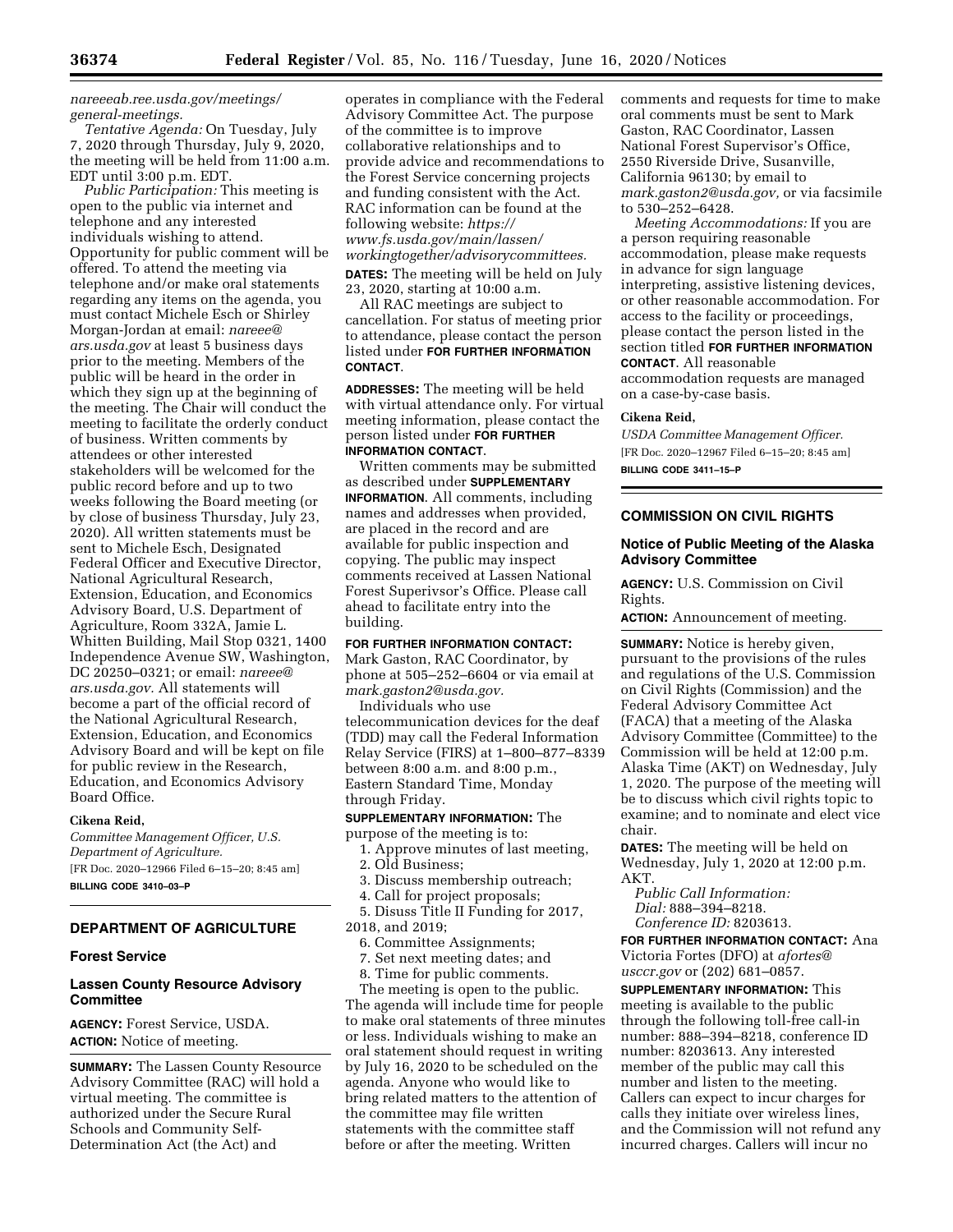*nareeeab.ree.usda.gov/meetings/general-meetings.*

*Tentative Agenda:* On Tuesday, July 7, 2020 through Thursday, July 9, 2020, the meeting will be held from 11:00 a.m. EDT until 3:00 p.m. EDT.

*Public Participation:* This meeting is open to the public via internet and telephone and any interested individuals wishing to attend. Opportunity for public comment will be offered. To attend the meeting via telephone and/or make oral statements regarding any items on the agenda, you must contact Michele Esch or Shirley Morgan-Jordan at email: *nareee@ars.usda.gov* at least 5 business days prior to the meeting. Members of the public will be heard in the order in which they sign up at the beginning of the meeting. The Chair will conduct the meeting to facilitate the orderly conduct of business. Written comments by attendees or other interested stakeholders will be welcomed for the public record before and up to two weeks following the Board meeting (or by close of business Thursday, July 23, 2020). All written statements must be sent to Michele Esch, Designated Federal Officer and Executive Director, National Agricultural Research, Extension, Education, and Economics Advisory Board, U.S. Department of Agriculture, Room 332A, Jamie L. Whitten Building, Mail Stop 0321, 1400 Independence Avenue SW, Washington, DC 20250–0321; or email: *nareee@ars.usda.gov.* All statements will become a part of the official record of the National Agricultural Research, Extension, Education, and Economics Advisory Board and will be kept on file for public review in the Research, Education, and Economics Advisory Board Office.

**Cikena Reid,**

*Committee Management Officer, U.S. Department of Agriculture.*

[FR Doc. 2020–12966 Filed 6–15–20; 8:45 am]

**BILLING CODE 3410–03–P**

## DEPARTMENT OF AGRICULTURE

### Forest Service

### Lassen County Resource Advisory Committee

**AGENCY:** Forest Service, USDA.

**ACTION:** Notice of meeting.

**SUMMARY:** The Lassen County Resource Advisory Committee (RAC) will hold a virtual meeting. The committee is authorized under the Secure Rural Schools and Community Self-Determination Act (the Act) and operates in compliance with the Federal Advisory Committee Act. The purpose of the committee is to improve collaborative relationships and to provide advice and recommendations to the Forest Service concerning projects and funding consistent with the Act. RAC information can be found at the following website: *https://www.fs.usda.gov/main/lassen/workingtogether/advisorycommittees.*

**DATES:** The meeting will be held on July 23, 2020, starting at 10:00 a.m.

All RAC meetings are subject to cancellation. For status of meeting prior to attendance, please contact the person listed under **FOR FURTHER INFORMATION CONTACT**.

**ADDRESSES:** The meeting will be held with virtual attendance only. For virtual meeting information, please contact the person listed under **FOR FURTHER INFORMATION CONTACT**.

Written comments may be submitted as described under **SUPPLEMENTARY INFORMATION**. All comments, including names and addresses when provided, are placed in the record and are available for public inspection and copying. The public may inspect comments received at Lassen National Forest Superivsor's Office. Please call ahead to facilitate entry into the building.

**FOR FURTHER INFORMATION CONTACT:** Mark Gaston, RAC Coordinator, by phone at 505–252–6604 or via email at *mark.gaston2@usda.gov.*

Individuals who use telecommunication devices for the deaf (TDD) may call the Federal Information Relay Service (FIRS) at 1–800–877–8339 between 8:00 a.m. and 8:00 p.m., Eastern Standard Time, Monday through Friday.

**SUPPLEMENTARY INFORMATION:** The purpose of the meeting is to:

1. Approve minutes of last meeting,
2. Old Business;
3. Discuss membership outreach;
4. Call for project proposals;
5. Disuss Title II Funding for 2017, 2018, and 2019;
6. Committee Assignments;
7. Set next meeting dates; and
8. Time for public comments.

The meeting is open to the public. The agenda will include time for people to make oral statements of three minutes or less. Individuals wishing to make an oral statement should request in writing by July 16, 2020 to be scheduled on the agenda. Anyone who would like to bring related matters to the attention of the committee may file written statements with the committee staff before or after the meeting. Written comments and requests for time to make oral comments must be sent to Mark Gaston, RAC Coordinator, Lassen National Forest Supervisor's Office, 2550 Riverside Drive, Susanville, California 96130; by email to *mark.gaston2@usda.gov,* or via facsimile to 530–252–6428.

*Meeting Accommodations:* If you are a person requiring reasonable accommodation, please make requests in advance for sign language interpreting, assistive listening devices, or other reasonable accommodation. For access to the facility or proceedings, please contact the person listed in the section titled **FOR FURTHER INFORMATION CONTACT**. All reasonable accommodation requests are managed on a case-by-case basis.

**Cikena Reid,**

*USDA Committee Management Officer.*

[FR Doc. 2020–12967 Filed 6–15–20; 8:45 am]

**BILLING CODE 3411–15–P**

## COMMISSION ON CIVIL RIGHTS

### Notice of Public Meeting of the Alaska Advisory Committee

**AGENCY:** U.S. Commission on Civil Rights.

**ACTION:** Announcement of meeting.

**SUMMARY:** Notice is hereby given, pursuant to the provisions of the rules and regulations of the U.S. Commission on Civil Rights (Commission) and the Federal Advisory Committee Act (FACA) that a meeting of the Alaska Advisory Committee (Committee) to the Commission will be held at 12:00 p.m. Alaska Time (AKT) on Wednesday, July 1, 2020. The purpose of the meeting will be to discuss which civil rights topic to examine; and to nominate and elect vice chair.

**DATES:** The meeting will be held on Wednesday, July 1, 2020 at 12:00 p.m. AKT.

*Public Call Information:*

*Dial:* 888–394–8218.

*Conference ID:* 8203613.

**FOR FURTHER INFORMATION CONTACT:** Ana Victoria Fortes (DFO) at *afortes@usccr.gov* or (202) 681–0857.

**SUPPLEMENTARY INFORMATION:** This meeting is available to the public through the following toll-free call-in number: 888–394–8218, conference ID number: 8203613. Any interested member of the public may call this number and listen to the meeting. Callers can expect to incur charges for calls they initiate over wireless lines, and the Commission will not refund any incurred charges. Callers will incur no